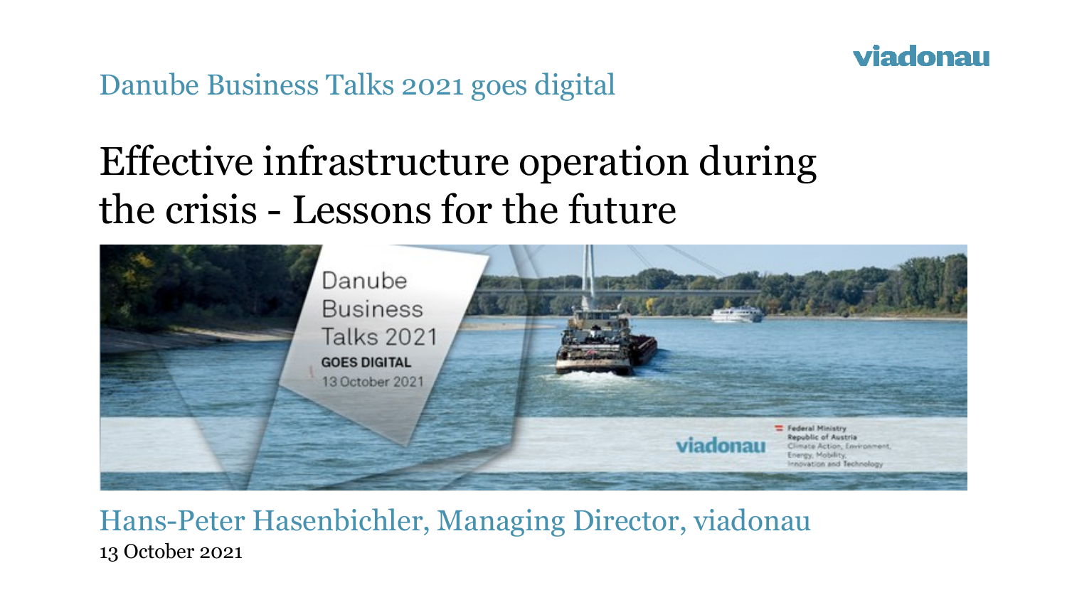viadonau

Danube Business Talks 2021 goes digital

# Effective infrastructure operation during the crisis - Lessons for the future

Hans-Peter Hasenbichler, Managing Director, viadonau

13 October 2021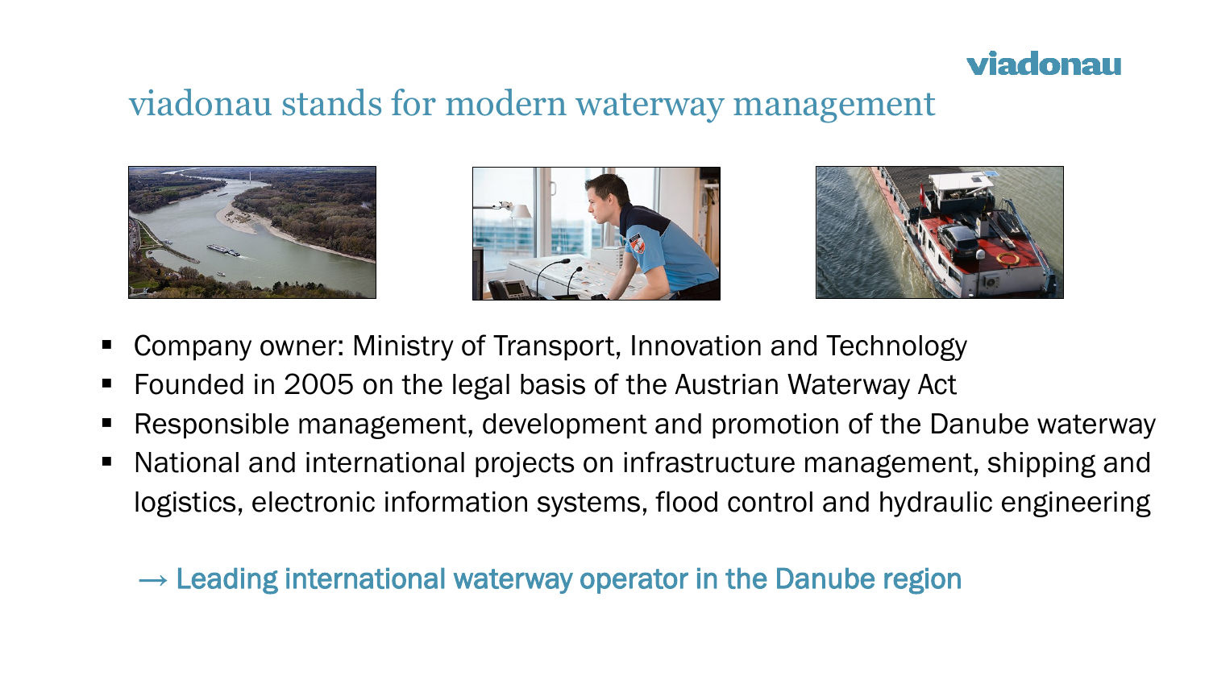# viadonau stands for modern waterway management

- Company owner: Ministry of Transport, Innovation and Technology
- Founded in 2005 on the legal basis of the Austrian Waterway Act
- Responsible management, development and promotion of the Danube waterway
- National and international projects on infrastructure management, shipping and logistics, electronic information systems, flood control and hydraulic engineering

→ Leading international waterway operator in the Danube region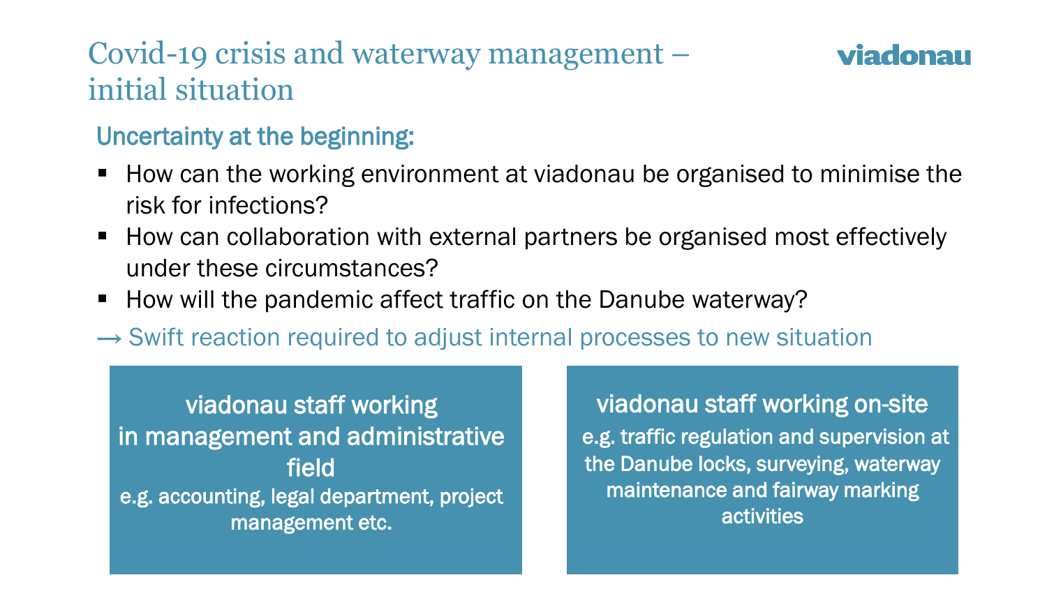# Covid-19 crisis and waterway management – initial situation

viadonau

## Uncertainty at the beginning:

- How can the working environment at viadonau be organised to minimise the risk for infections?
- How can collaboration with external partners be organised most effectively under these circumstances?
- How will the pandemic affect traffic on the Danube waterway?

→ Swift reaction required to adjust internal processes to new situation

**viadonau staff working in management and administrative field**
e.g. accounting, legal department, project management etc.

**viadonau staff working on-site**
e.g. traffic regulation and supervision at the Danube locks, surveying, waterway maintenance and fairway marking activities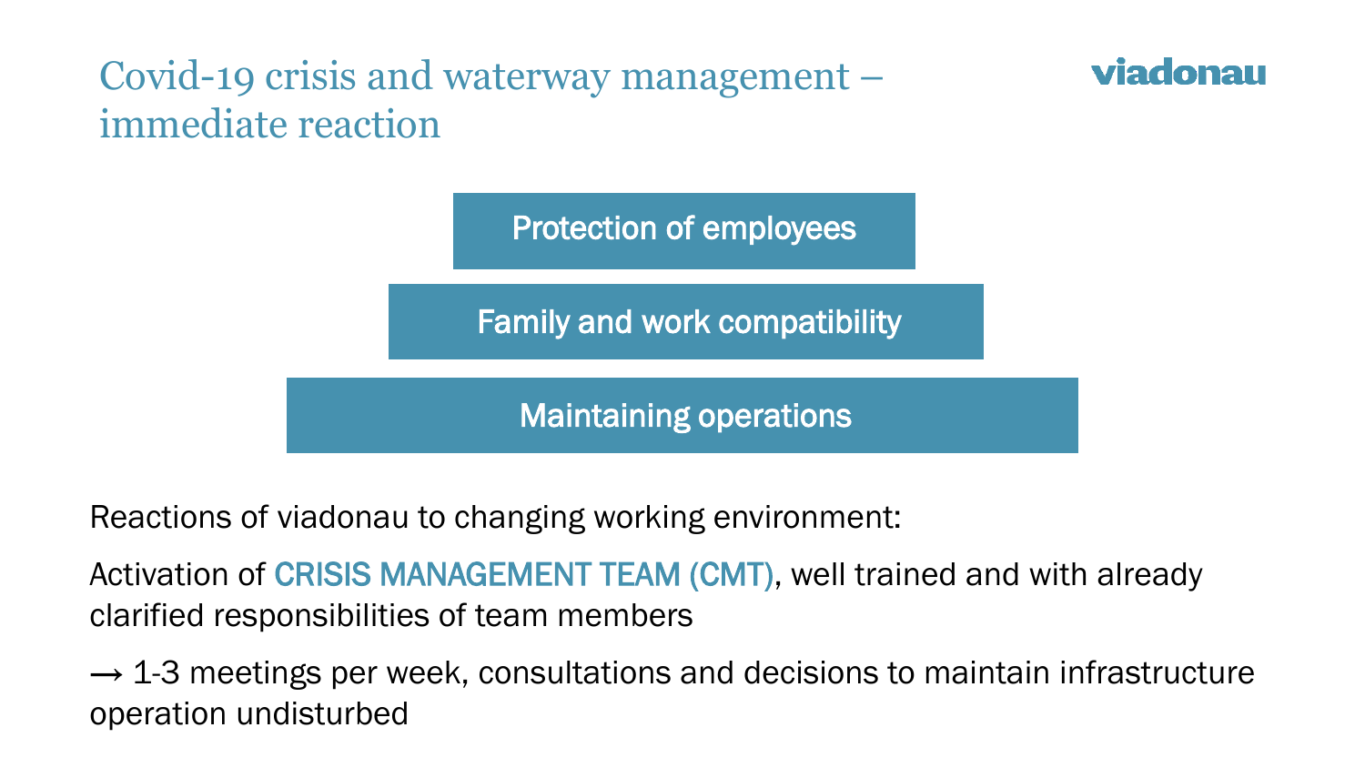# Covid-19 crisis and waterway management – immediate reaction

Protection of employees

Family and work compatibility

Maintaining operations

Reactions of viadonau to changing working environment:

Activation of CRISIS MANAGEMENT TEAM (CMT), well trained and with already clarified responsibilities of team members

→ 1-3 meetings per week, consultations and decisions to maintain infrastructure operation undisturbed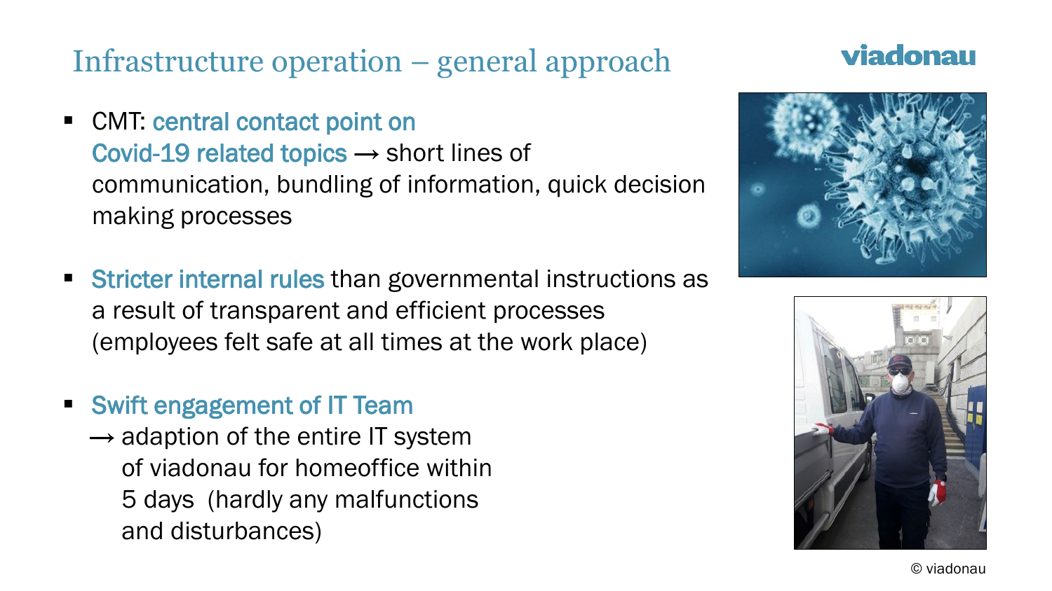# Infrastructure operation – general approach

viadonau

- CMT: central contact point on Covid-19 related topics → short lines of communication, bundling of information, quick decision making processes
- Stricter internal rules than governmental instructions as a result of transparent and efficient processes (employees felt safe at all times at the work place)
- Swift engagement of IT Team
  → adaption of the entire IT system of viadonau for homeoffice within 5 days (hardly any malfunctions and disturbances)

© viadonau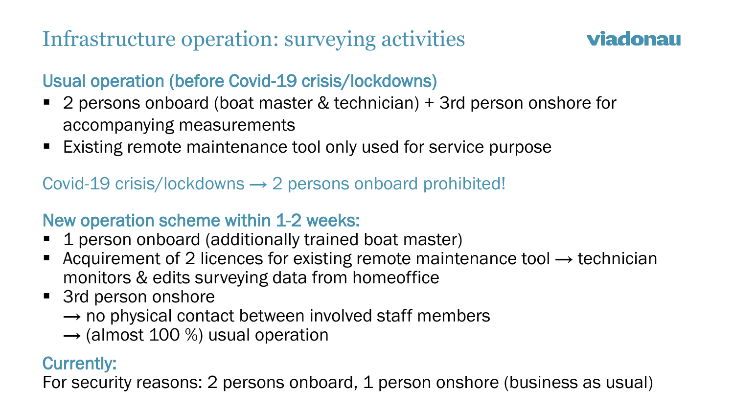# Infrastructure operation: surveying activities

viadonau

## Usual operation (before Covid-19 crisis/lockdowns)

- 2 persons onboard (boat master & technician) + 3rd person onshore for accompanying measurements
- Existing remote maintenance tool only used for service purpose

Covid-19 crisis/lockdowns → 2 persons onboard prohibited!

## New operation scheme within 1-2 weeks:

- 1 person onboard (additionally trained boat master)
- Acquirement of 2 licences for existing remote maintenance tool → technician monitors & edits surveying data from homeoffice
- 3rd person onshore  
  → no physical contact between involved staff members  
  → (almost 100 %) usual operation

## Currently:

For security reasons: 2 persons onboard, 1 person onshore (business as usual)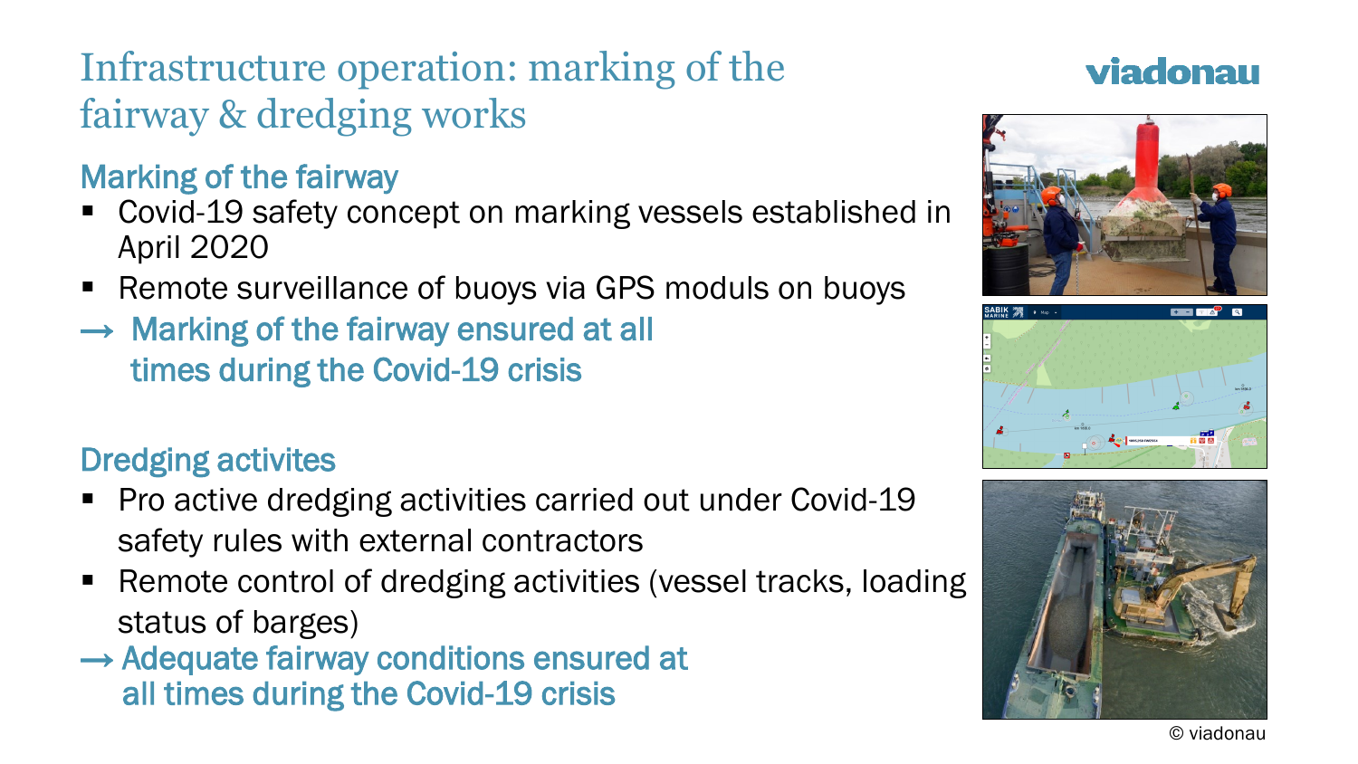# Infrastructure operation: marking of the fairway & dredging works

## Marking of the fairway

- Covid-19 safety concept on marking vessels established in April 2020
- Remote surveillance of buoys via GPS moduls on buoys

→ **Marking of the fairway ensured at all times during the Covid-19 crisis**

## Dredging activites

- Pro active dredging activities carried out under Covid-19 safety rules with external contractors
- Remote control of dredging activities (vessel tracks, loading status of barges)

→ **Adequate fairway conditions ensured at all times during the Covid-19 crisis**

© viadonau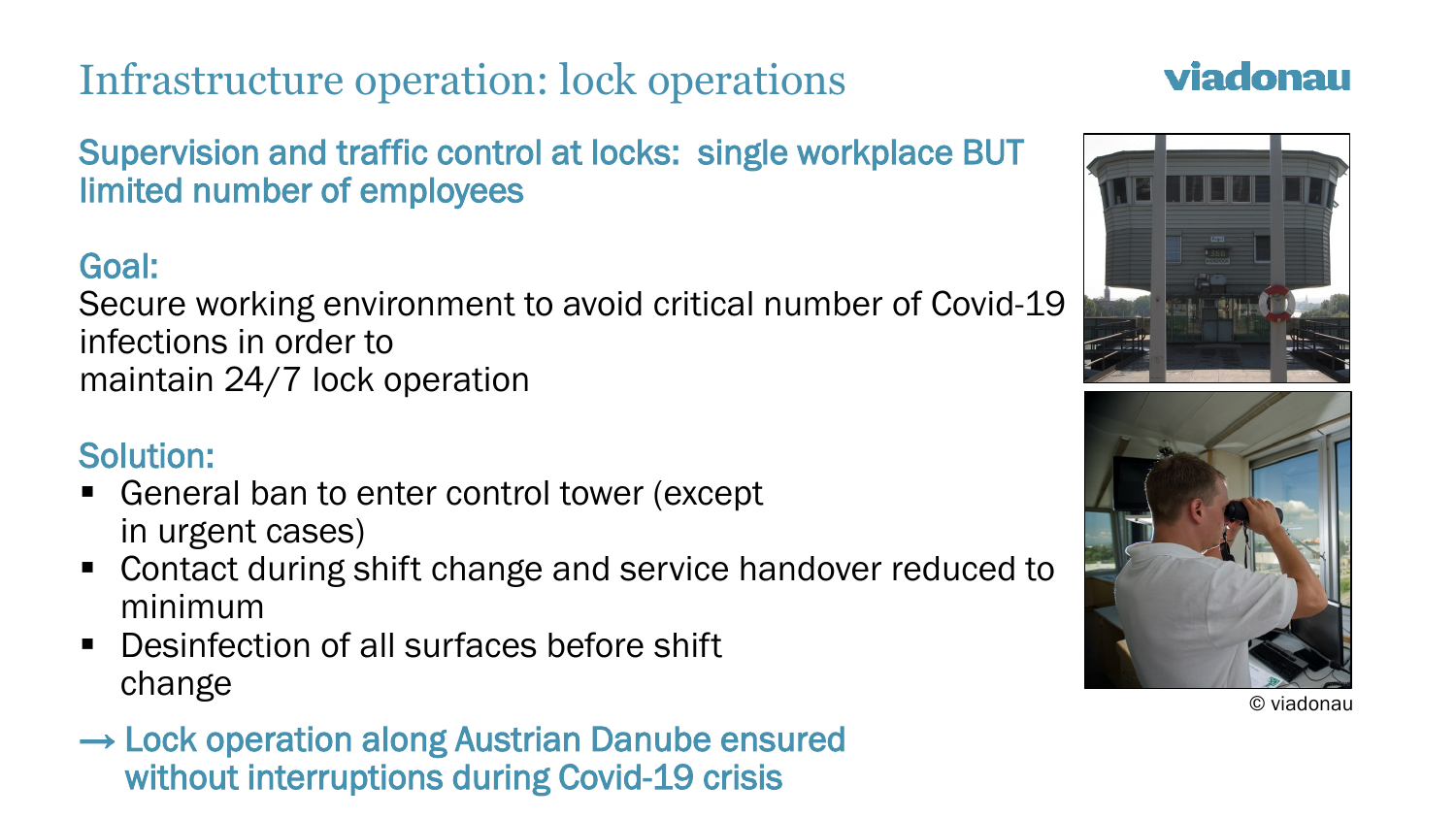# Infrastructure operation: lock operations

viadonau

## Supervision and traffic control at locks: single workplace BUT limited number of employees

### Goal:

Secure working environment to avoid critical number of Covid-19 infections in order to maintain 24/7 lock operation

### Solution:

- General ban to enter control tower (except in urgent cases)
- Contact during shift change and service handover reduced to minimum
- Desinfection of all surfaces before shift change

→ **Lock operation along Austrian Danube ensured without interruptions during Covid-19 crisis**

© viadonau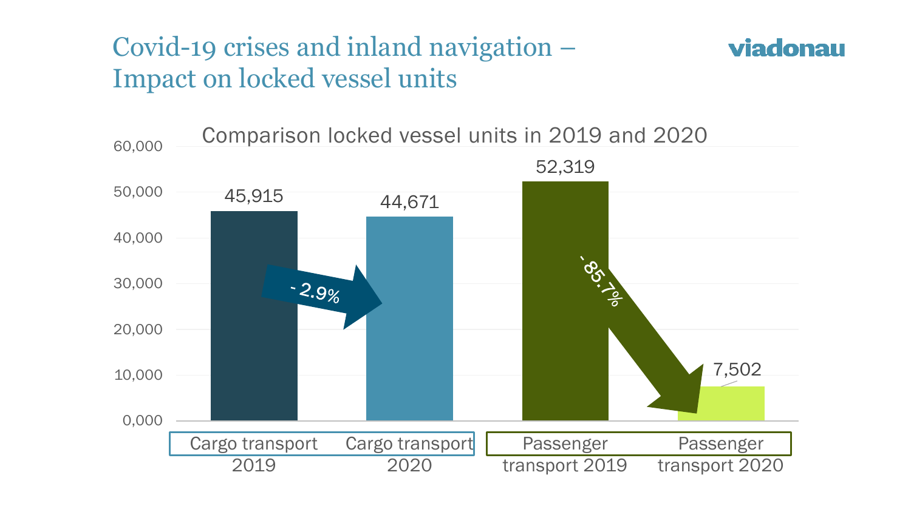# Covid-19 crises and inland navigation – Impact on locked vessel units

viadonau

## Comparison locked vessel units in 2019 and 2020

| Category | Locked vessel units |
| --- | --- |
| Cargo transport 2019 | 45,915 |
| Cargo transport 2020 | 44,671 |
| Passenger transport 2019 | 52,319 |
| Passenger transport 2020 | 7,502 |

Cargo transport 2019 → 2020: - 2.9%

Passenger transport 2019 → 2020: - 85.7%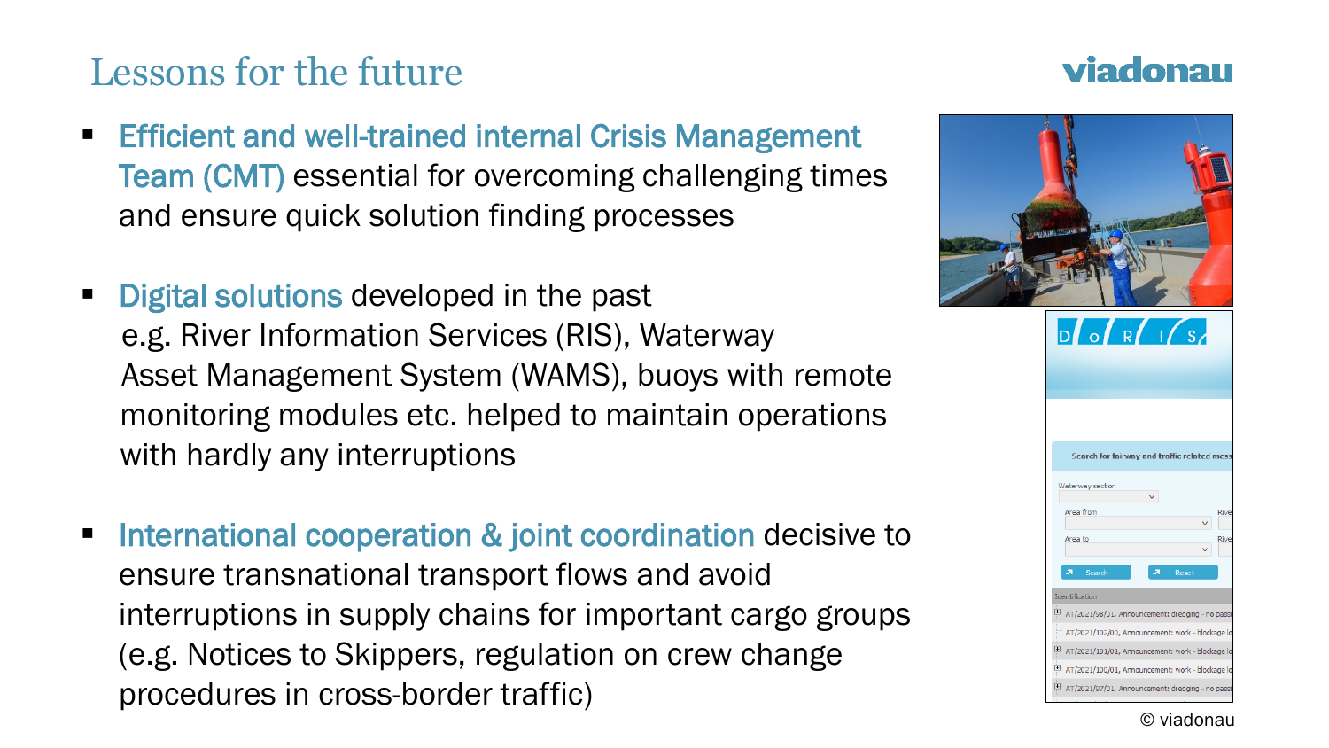# Lessons for the future

viadonau

- Efficient and well-trained internal Crisis Management Team (CMT) essential for overcoming challenging times and ensure quick solution finding processes
- Digital solutions developed in the past e.g. River Information Services (RIS), Waterway Asset Management System (WAMS), buoys with remote monitoring modules etc. helped to maintain operations with hardly any interruptions
- International cooperation & joint coordination decisive to ensure transnational transport flows and avoid interruptions in supply chains for important cargo groups (e.g. Notices to Skippers, regulation on crew change procedures in cross-border traffic)

© viadonau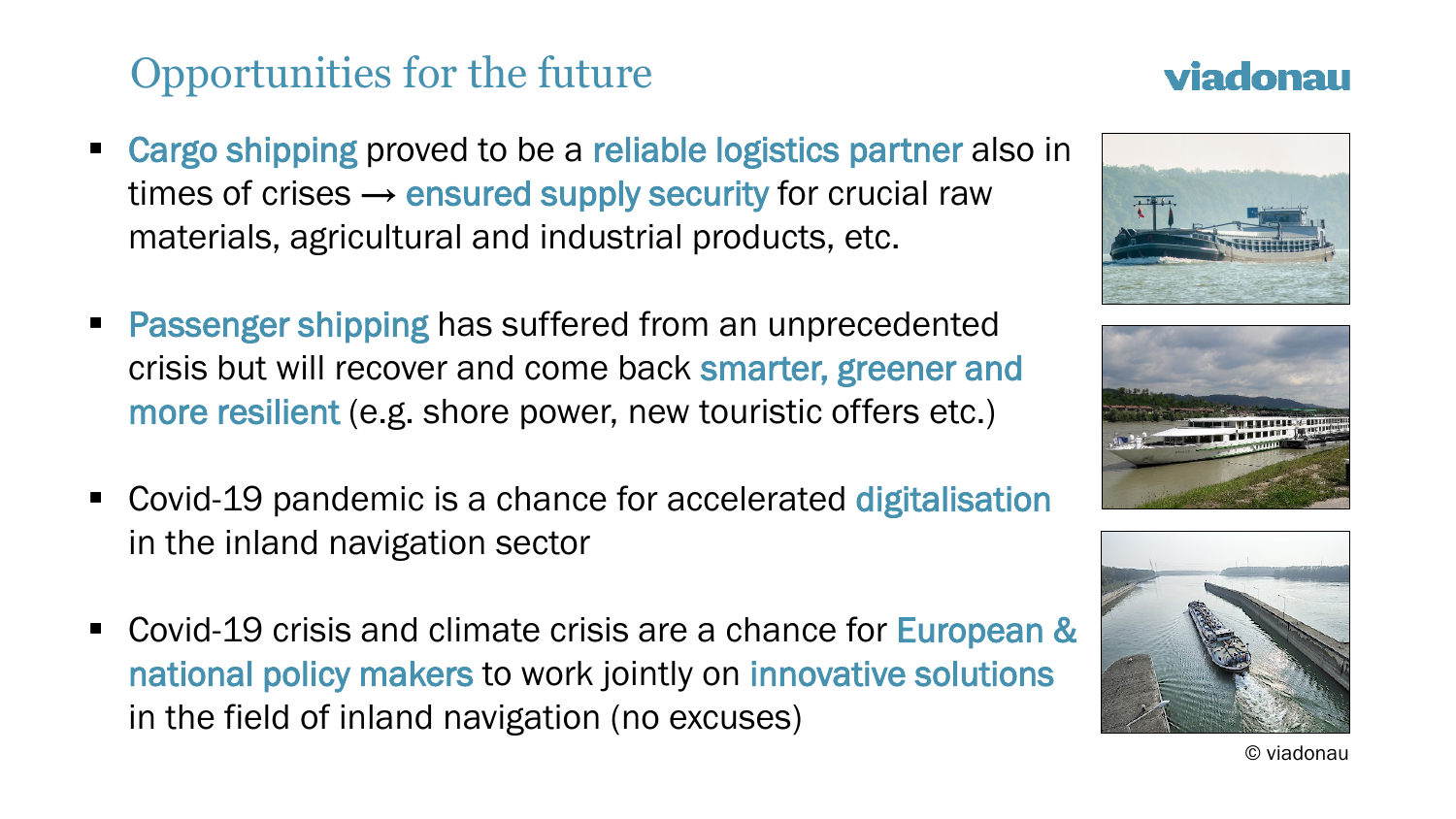# Opportunities for the future

viadonau

- Cargo shipping proved to be a reliable logistics partner also in times of crises → ensured supply security for crucial raw materials, agricultural and industrial products, etc.
- Passenger shipping has suffered from an unprecedented crisis but will recover and come back smarter, greener and more resilient (e.g. shore power, new touristic offers etc.)
- Covid-19 pandemic is a chance for accelerated digitalisation in the inland navigation sector
- Covid-19 crisis and climate crisis are a chance for European & national policy makers to work jointly on innovative solutions in the field of inland navigation (no excuses)

© viadonau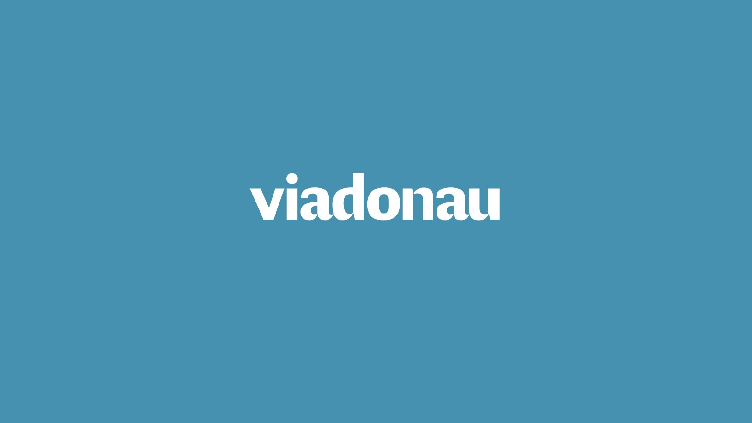viadonau